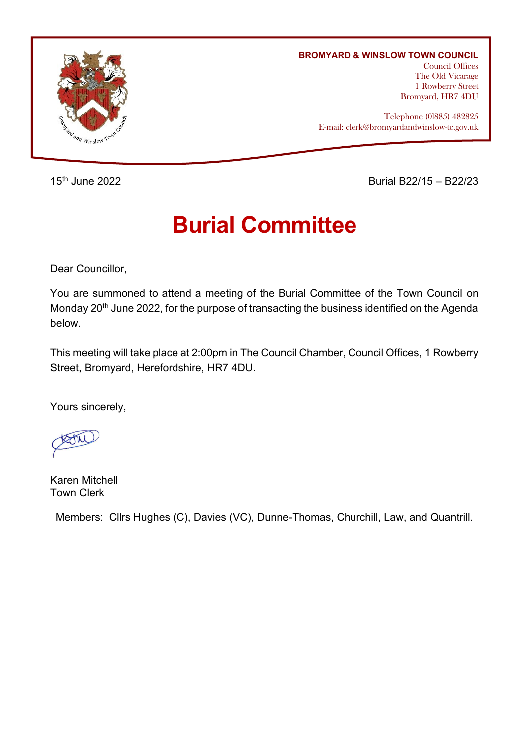**BROMYARD & WINSLOW TOWN COUNCIL**
Council Offices
The Old Vicarage
1 Rowberry Street
Bromyard, HR7 4DU

Telephone (01885) 482825
E-mail: clerk@bromyardandwinslow-tc.gov.uk

15th June 2022

Burial B22/15 – B22/23

# Burial Committee

Dear Councillor,

You are summoned to attend a meeting of the Burial Committee of the Town Council on Monday 20th June 2022, for the purpose of transacting the business identified on the Agenda below.

This meeting will take place at 2:00pm in The Council Chamber, Council Offices, 1 Rowberry Street, Bromyard, Herefordshire, HR7 4DU.

Yours sincerely,

Karen Mitchell
Town Clerk

Members: Cllrs Hughes (C), Davies (VC), Dunne-Thomas, Churchill, Law, and Quantrill.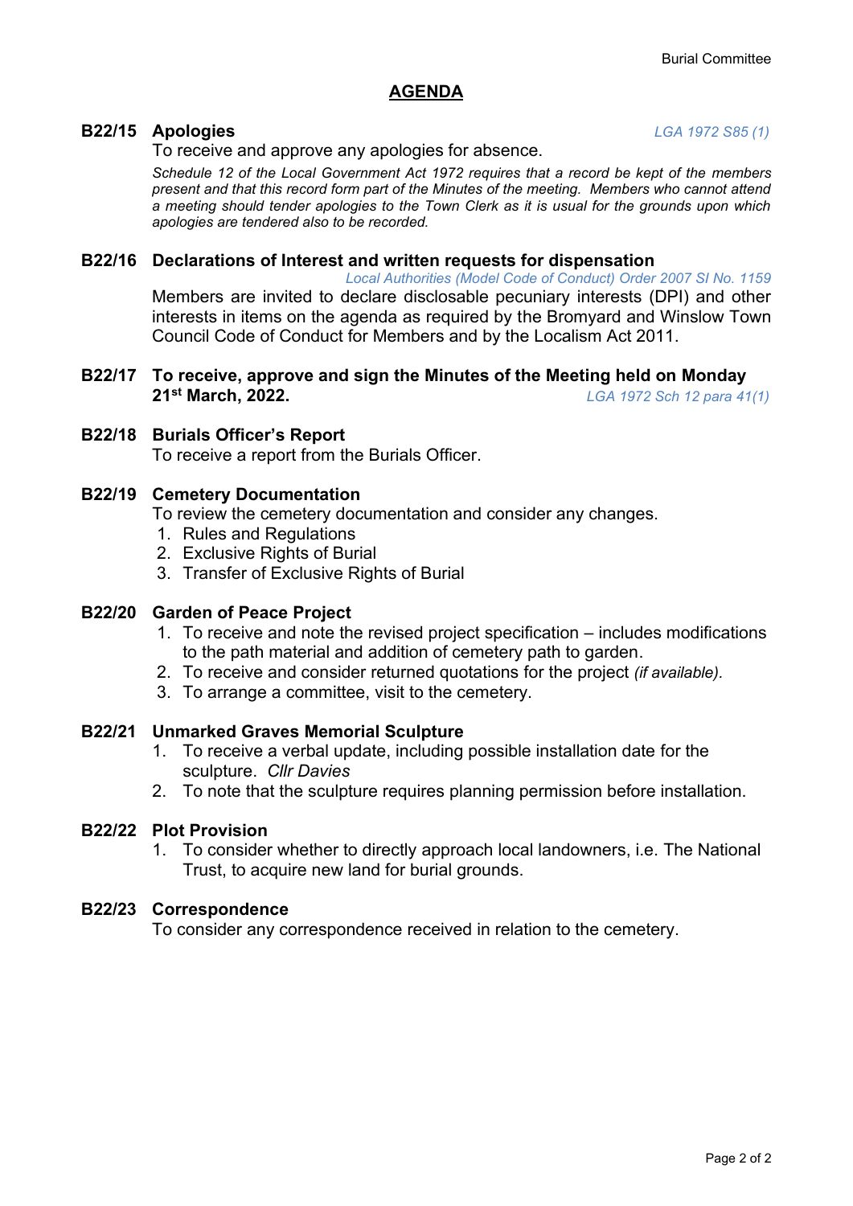## AGENDA

### B22/15 Apologies

*LGA 1972 S85 (1)*

To receive and approve any apologies for absence.

*Schedule 12 of the Local Government Act 1972 requires that a record be kept of the members present and that this record form part of the Minutes of the meeting. Members who cannot attend a meeting should tender apologies to the Town Clerk as it is usual for the grounds upon which apologies are tendered also to be recorded.*

### B22/16 Declarations of Interest and written requests for dispensation

*Local Authorities (Model Code of Conduct) Order 2007 SI No. 1159*

Members are invited to declare disclosable pecuniary interests (DPI) and other interests in items on the agenda as required by the Bromyard and Winslow Town Council Code of Conduct for Members and by the Localism Act 2011.

### B22/17 To receive, approve and sign the Minutes of the Meeting held on Monday 21st March, 2022.

*LGA 1972 Sch 12 para 41(1)*

### B22/18 Burials Officer's Report

To receive a report from the Burials Officer.

### B22/19 Cemetery Documentation

To review the cemetery documentation and consider any changes.

1. Rules and Regulations
2. Exclusive Rights of Burial
3. Transfer of Exclusive Rights of Burial

### B22/20 Garden of Peace Project

1. To receive and note the revised project specification – includes modifications to the path material and addition of cemetery path to garden.
2. To receive and consider returned quotations for the project *(if available).*
3. To arrange a committee, visit to the cemetery.

### B22/21 Unmarked Graves Memorial Sculpture

1. To receive a verbal update, including possible installation date for the sculpture. *Cllr Davies*
2. To note that the sculpture requires planning permission before installation.

### B22/22 Plot Provision

1. To consider whether to directly approach local landowners, i.e. The National Trust, to acquire new land for burial grounds.

### B22/23 Correspondence

To consider any correspondence received in relation to the cemetery.